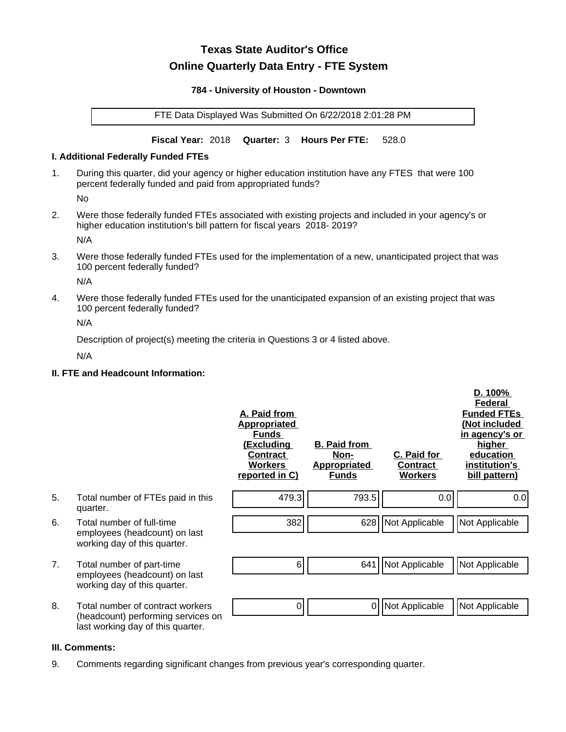# Texas State Auditor's Office

## Online Quarterly Data Entry - FTE System

**784 - University of Houston - Downtown**

FTE Data Displayed Was Submitted On 6/22/2018 2:01:28 PM

**Fiscal Year:** 2018 **Quarter:** 3 **Hours Per FTE:** 528.0

### I. Additional Federally Funded FTEs

1. During this quarter, did your agency or higher education institution have any FTES that were 100 percent federally funded and paid from appropriated funds?

   No

2. Were those federally funded FTEs associated with existing projects and included in your agency's or higher education institution's bill pattern for fiscal years 2018- 2019?

   N/A

3. Were those federally funded FTEs used for the implementation of a new, unanticipated project that was 100 percent federally funded?

   N/A

4. Were those federally funded FTEs used for the unanticipated expansion of an existing project that was 100 percent federally funded?

   N/A

   Description of project(s) meeting the criteria in Questions 3 or 4 listed above.

   N/A

### II. FTE and Headcount Information:

| | | A. Paid from Appropriated Funds (Excluding Contract Workers reported in C) | B. Paid from Non-Appropriated Funds | C. Paid for Contract Workers | D. 100% Federal Funded FTEs (Not included in agency's or higher education institution's bill pattern) |
|---|---|---|---|---|---|
| 5. | Total number of FTEs paid in this quarter. | 479.3 | 793.5 | 0.0 | 0.0 |
| 6. | Total number of full-time employees (headcount) on last working day of this quarter. | 382 | 628 | Not Applicable | Not Applicable |
| 7. | Total number of part-time employees (headcount) on last working day of this quarter. | 6 | 641 | Not Applicable | Not Applicable |
| 8. | Total number of contract workers (headcount) performing services on last working day of this quarter. | 0 | 0 | Not Applicable | Not Applicable |

### III. Comments:

9. Comments regarding significant changes from previous year's corresponding quarter.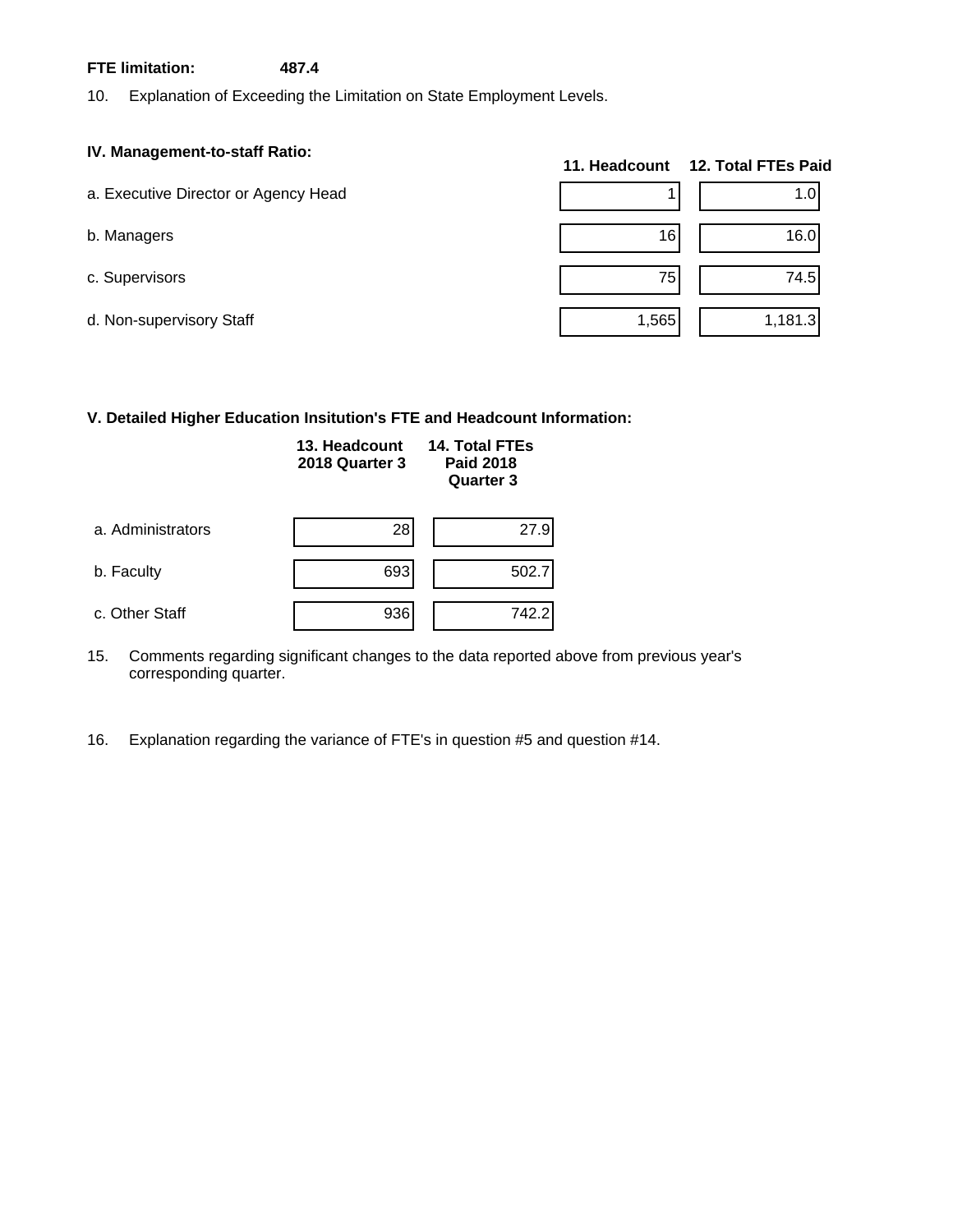**FTE limitation:** **487.4**

10. Explanation of Exceeding the Limitation on State Employment Levels.

### IV. Management-to-staff Ratio:

| | 11. Headcount | 12. Total FTEs Paid |
|---|---|---|
| a. Executive Director or Agency Head | 1 | 1.0 |
| b. Managers | 16 | 16.0 |
| c. Supervisors | 75 | 74.5 |
| d. Non-supervisory Staff | 1,565 | 1,181.3 |

### V. Detailed Higher Education Insitution's FTE and Headcount Information:

| | 13. Headcount 2018 Quarter 3 | 14. Total FTEs Paid 2018 Quarter 3 |
|---|---|---|
| a. Administrators | 28 | 27.9 |
| b. Faculty | 693 | 502.7 |
| c. Other Staff | 936 | 742.2 |

15. Comments regarding significant changes to the data reported above from previous year's corresponding quarter.

16. Explanation regarding the variance of FTE's in question #5 and question #14.